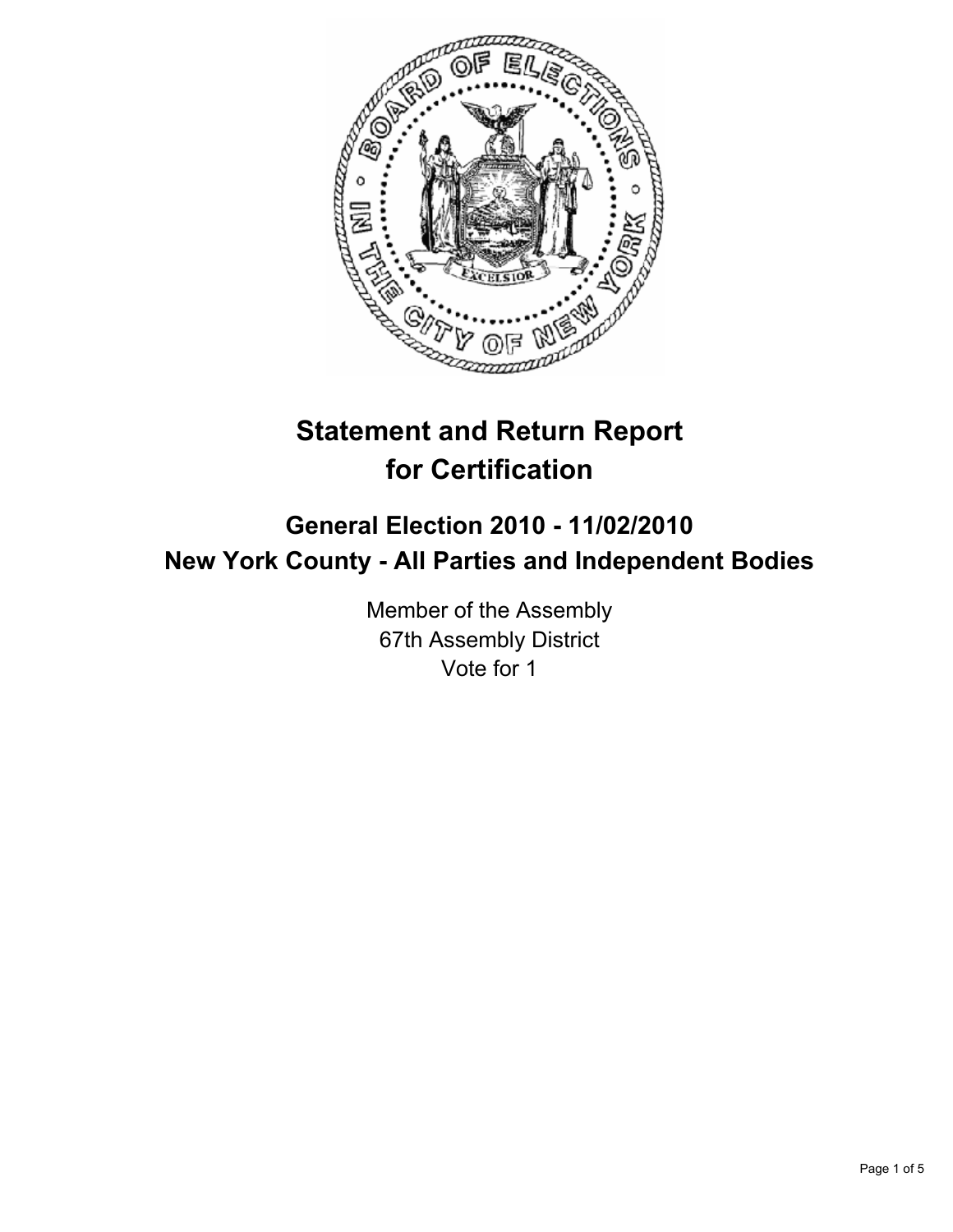# Statement and Return Report for Certification

## General Election 2010 - 11/02/2010
## New York County - All Parties and Independent Bodies

Member of the Assembly
67th Assembly District
Vote for 1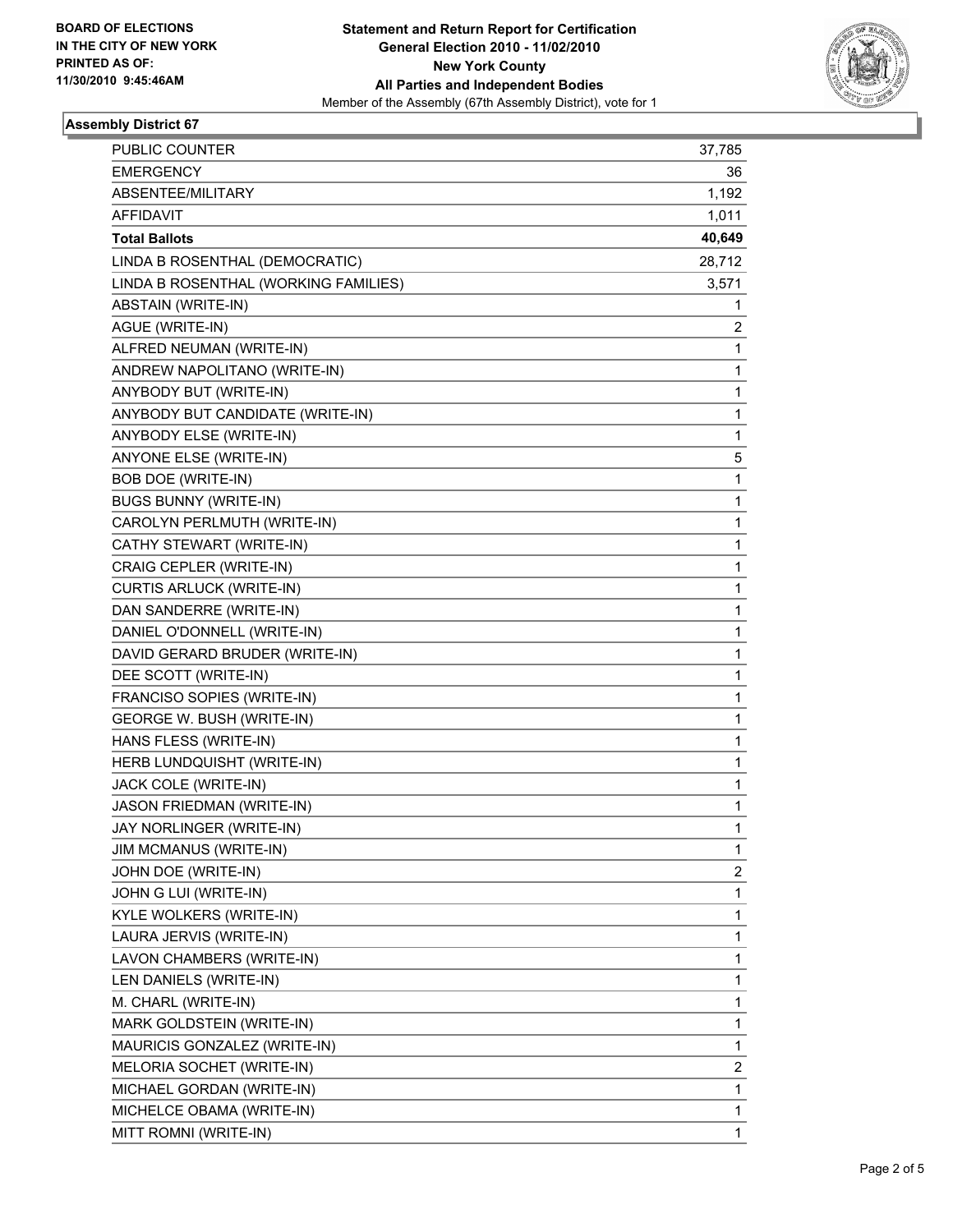**BOARD OF ELECTIONS IN THE CITY OF NEW YORK PRINTED AS OF: 11/30/2010 9:45:46AM**

**Statement and Return Report for Certification**
**General Election 2010 - 11/02/2010**
**New York County**
**All Parties and Independent Bodies**
Member of the Assembly (67th Assembly District), vote for 1

## Assembly District 67

| | |
|---|---|
| PUBLIC COUNTER | 37,785 |
| EMERGENCY | 36 |
| ABSENTEE/MILITARY | 1,192 |
| AFFIDAVIT | 1,011 |
| **Total Ballots** | **40,649** |
| LINDA B ROSENTHAL (DEMOCRATIC) | 28,712 |
| LINDA B ROSENTHAL (WORKING FAMILIES) | 3,571 |
| ABSTAIN (WRITE-IN) | 1 |
| AGUE (WRITE-IN) | 2 |
| ALFRED NEUMAN (WRITE-IN) | 1 |
| ANDREW NAPOLITANO (WRITE-IN) | 1 |
| ANYBODY BUT (WRITE-IN) | 1 |
| ANYBODY BUT CANDIDATE (WRITE-IN) | 1 |
| ANYBODY ELSE (WRITE-IN) | 1 |
| ANYONE ELSE (WRITE-IN) | 5 |
| BOB DOE (WRITE-IN) | 1 |
| BUGS BUNNY (WRITE-IN) | 1 |
| CAROLYN PERLMUTH (WRITE-IN) | 1 |
| CATHY STEWART (WRITE-IN) | 1 |
| CRAIG CEPLER (WRITE-IN) | 1 |
| CURTIS ARLUCK (WRITE-IN) | 1 |
| DAN SANDERRE (WRITE-IN) | 1 |
| DANIEL O'DONNELL (WRITE-IN) | 1 |
| DAVID GERARD BRUDER (WRITE-IN) | 1 |
| DEE SCOTT (WRITE-IN) | 1 |
| FRANCISO SOPIES (WRITE-IN) | 1 |
| GEORGE W. BUSH (WRITE-IN) | 1 |
| HANS FLESS (WRITE-IN) | 1 |
| HERB LUNDQUISHT (WRITE-IN) | 1 |
| JACK COLE (WRITE-IN) | 1 |
| JASON FRIEDMAN (WRITE-IN) | 1 |
| JAY NORLINGER (WRITE-IN) | 1 |
| JIM MCMANUS (WRITE-IN) | 1 |
| JOHN DOE (WRITE-IN) | 2 |
| JOHN G LUI (WRITE-IN) | 1 |
| KYLE WOLKERS (WRITE-IN) | 1 |
| LAURA JERVIS (WRITE-IN) | 1 |
| LAVON CHAMBERS (WRITE-IN) | 1 |
| LEN DANIELS (WRITE-IN) | 1 |
| M. CHARL (WRITE-IN) | 1 |
| MARK GOLDSTEIN (WRITE-IN) | 1 |
| MAURICIS GONZALEZ (WRITE-IN) | 1 |
| MELORIA SOCHET (WRITE-IN) | 2 |
| MICHAEL GORDAN (WRITE-IN) | 1 |
| MICHELCE OBAMA (WRITE-IN) | 1 |
| MITT ROMNI (WRITE-IN) | 1 |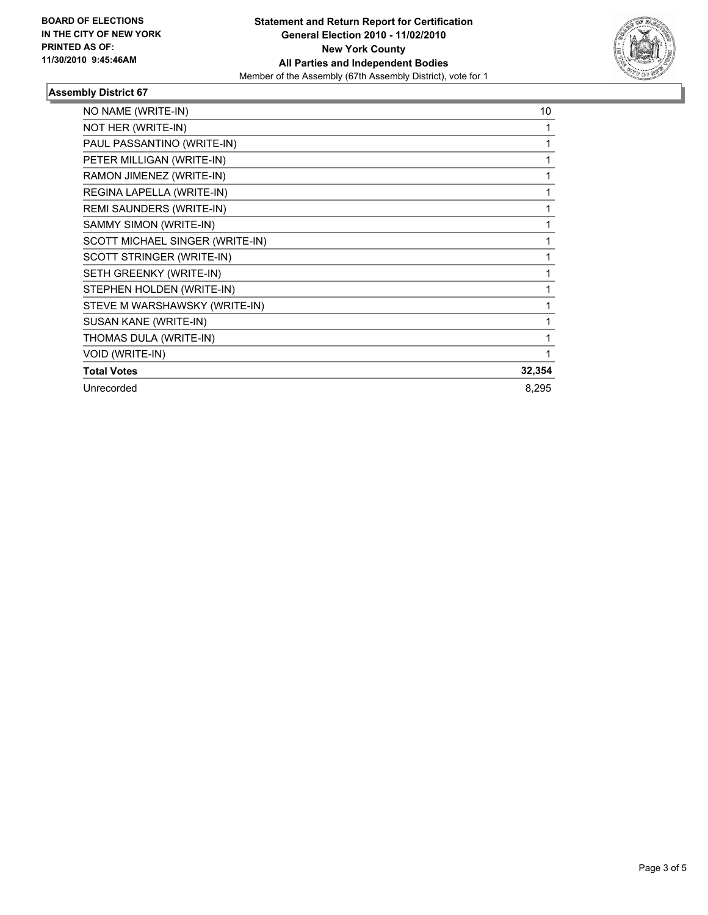**BOARD OF ELECTIONS IN THE CITY OF NEW YORK PRINTED AS OF: 11/30/2010 9:45:46AM**

**Statement and Return Report for Certification**
**General Election 2010 - 11/02/2010**
**New York County**
**All Parties and Independent Bodies**
Member of the Assembly (67th Assembly District), vote for 1

**Assembly District 67**

| | |
|---|---|
| NO NAME (WRITE-IN) | 10 |
| NOT HER (WRITE-IN) | 1 |
| PAUL PASSANTINO (WRITE-IN) | 1 |
| PETER MILLIGAN (WRITE-IN) | 1 |
| RAMON JIMENEZ (WRITE-IN) | 1 |
| REGINA LAPELLA (WRITE-IN) | 1 |
| REMI SAUNDERS (WRITE-IN) | 1 |
| SAMMY SIMON (WRITE-IN) | 1 |
| SCOTT MICHAEL SINGER (WRITE-IN) | 1 |
| SCOTT STRINGER (WRITE-IN) | 1 |
| SETH GREENKY (WRITE-IN) | 1 |
| STEPHEN HOLDEN (WRITE-IN) | 1 |
| STEVE M WARSHAWSKY (WRITE-IN) | 1 |
| SUSAN KANE (WRITE-IN) | 1 |
| THOMAS DULA (WRITE-IN) | 1 |
| VOID (WRITE-IN) | 1 |
| **Total Votes** | **32,354** |
| Unrecorded | 8,295 |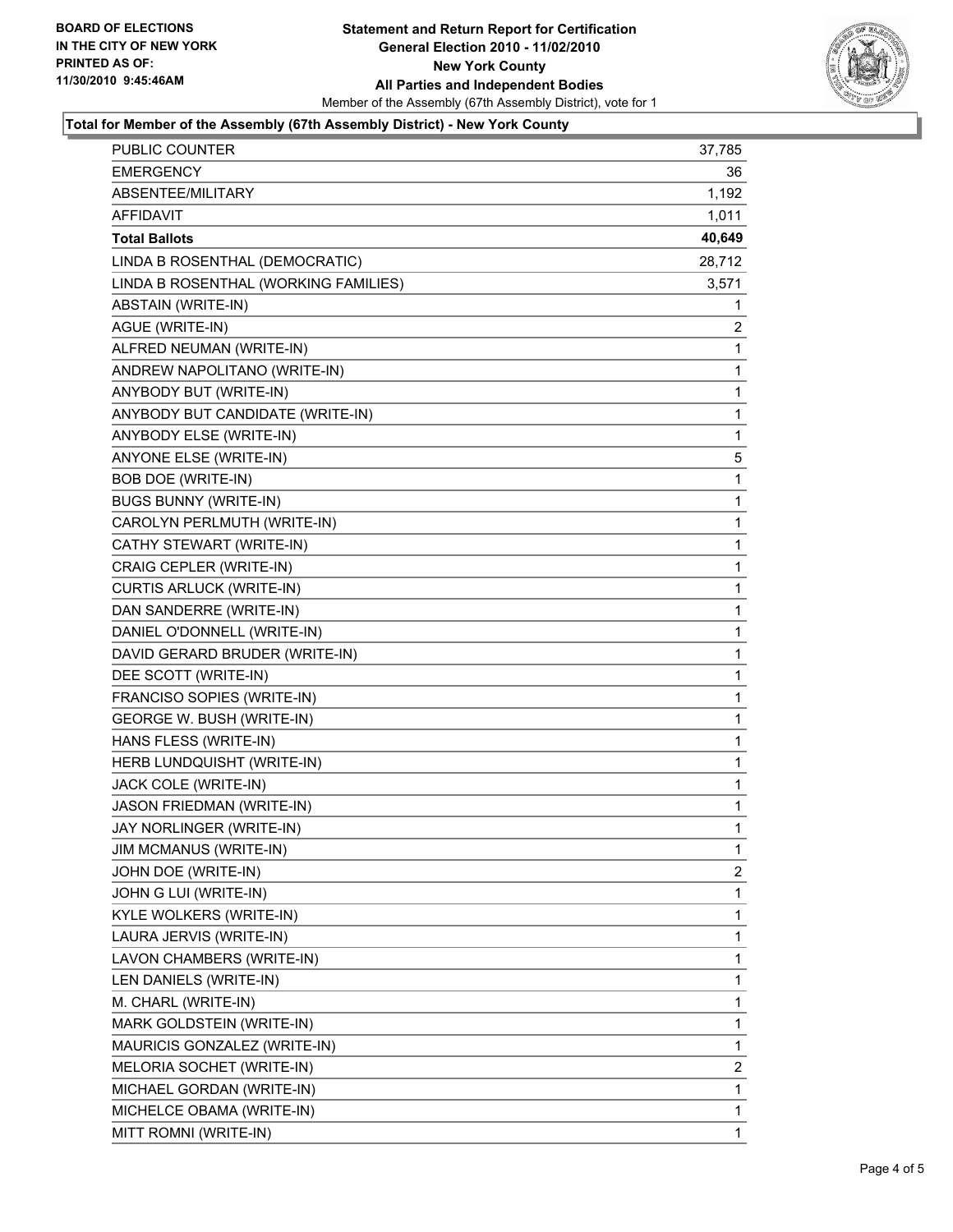**BOARD OF ELECTIONS IN THE CITY OF NEW YORK PRINTED AS OF: 11/30/2010 9:45:46AM**

# Statement and Return Report for Certification
## General Election 2010 - 11/02/2010
## New York County
## All Parties and Independent Bodies

Member of the Assembly (67th Assembly District), vote for 1

### Total for Member of the Assembly (67th Assembly District) - New York County

| | |
|---|---|
| PUBLIC COUNTER | 37,785 |
| EMERGENCY | 36 |
| ABSENTEE/MILITARY | 1,192 |
| AFFIDAVIT | 1,011 |
| **Total Ballots** | **40,649** |
| LINDA B ROSENTHAL (DEMOCRATIC) | 28,712 |
| LINDA B ROSENTHAL (WORKING FAMILIES) | 3,571 |
| ABSTAIN (WRITE-IN) | 1 |
| AGUE (WRITE-IN) | 2 |
| ALFRED NEUMAN (WRITE-IN) | 1 |
| ANDREW NAPOLITANO (WRITE-IN) | 1 |
| ANYBODY BUT (WRITE-IN) | 1 |
| ANYBODY BUT CANDIDATE (WRITE-IN) | 1 |
| ANYBODY ELSE (WRITE-IN) | 1 |
| ANYONE ELSE (WRITE-IN) | 5 |
| BOB DOE (WRITE-IN) | 1 |
| BUGS BUNNY (WRITE-IN) | 1 |
| CAROLYN PERLMUTH (WRITE-IN) | 1 |
| CATHY STEWART (WRITE-IN) | 1 |
| CRAIG CEPLER (WRITE-IN) | 1 |
| CURTIS ARLUCK (WRITE-IN) | 1 |
| DAN SANDERRE (WRITE-IN) | 1 |
| DANIEL O'DONNELL (WRITE-IN) | 1 |
| DAVID GERARD BRUDER (WRITE-IN) | 1 |
| DEE SCOTT (WRITE-IN) | 1 |
| FRANCISO SOPIES (WRITE-IN) | 1 |
| GEORGE W. BUSH (WRITE-IN) | 1 |
| HANS FLESS (WRITE-IN) | 1 |
| HERB LUNDQUISHT (WRITE-IN) | 1 |
| JACK COLE (WRITE-IN) | 1 |
| JASON FRIEDMAN (WRITE-IN) | 1 |
| JAY NORLINGER (WRITE-IN) | 1 |
| JIM MCMANUS (WRITE-IN) | 1 |
| JOHN DOE (WRITE-IN) | 2 |
| JOHN G LUI (WRITE-IN) | 1 |
| KYLE WOLKERS (WRITE-IN) | 1 |
| LAURA JERVIS (WRITE-IN) | 1 |
| LAVON CHAMBERS (WRITE-IN) | 1 |
| LEN DANIELS (WRITE-IN) | 1 |
| M. CHARL (WRITE-IN) | 1 |
| MARK GOLDSTEIN (WRITE-IN) | 1 |
| MAURICIS GONZALEZ (WRITE-IN) | 1 |
| MELORIA SOCHET (WRITE-IN) | 2 |
| MICHAEL GORDAN (WRITE-IN) | 1 |
| MICHELCE OBAMA (WRITE-IN) | 1 |
| MITT ROMNI (WRITE-IN) | 1 |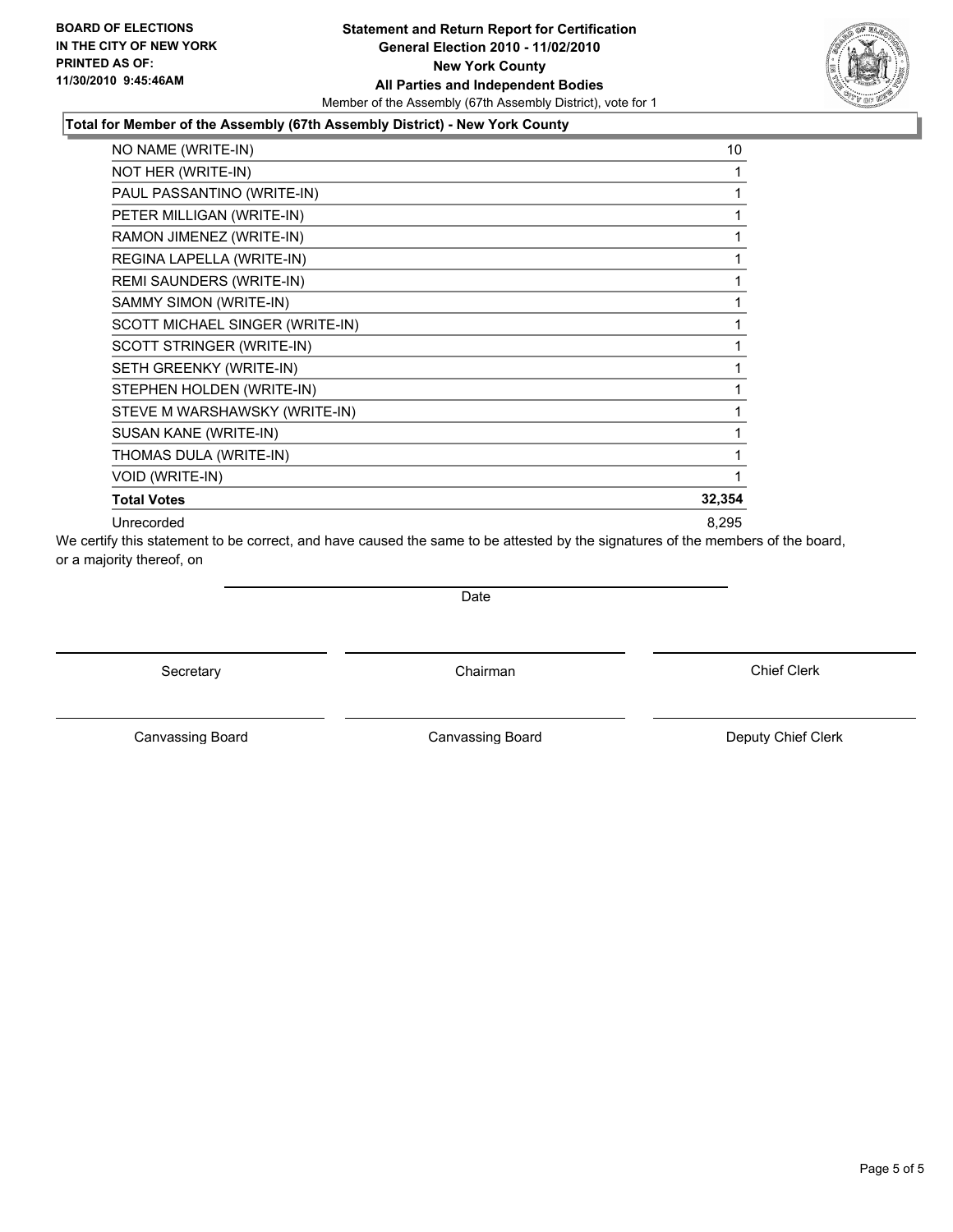**BOARD OF ELECTIONS IN THE CITY OF NEW YORK PRINTED AS OF: 11/30/2010 9:45:46AM**

**Statement and Return Report for Certification General Election 2010 - 11/02/2010 New York County All Parties and Independent Bodies**

Member of the Assembly (67th Assembly District), vote for 1

**Total for Member of the Assembly (67th Assembly District) - New York County**

| | |
|---|---|
| NO NAME (WRITE-IN) | 10 |
| NOT HER (WRITE-IN) | 1 |
| PAUL PASSANTINO (WRITE-IN) | 1 |
| PETER MILLIGAN (WRITE-IN) | 1 |
| RAMON JIMENEZ (WRITE-IN) | 1 |
| REGINA LAPELLA (WRITE-IN) | 1 |
| REMI SAUNDERS (WRITE-IN) | 1 |
| SAMMY SIMON (WRITE-IN) | 1 |
| SCOTT MICHAEL SINGER (WRITE-IN) | 1 |
| SCOTT STRINGER (WRITE-IN) | 1 |
| SETH GREENKY (WRITE-IN) | 1 |
| STEPHEN HOLDEN (WRITE-IN) | 1 |
| STEVE M WARSHAWSKY (WRITE-IN) | 1 |
| SUSAN KANE (WRITE-IN) | 1 |
| THOMAS DULA (WRITE-IN) | 1 |
| VOID (WRITE-IN) | 1 |
| **Total Votes** | **32,354** |
| Unrecorded | 8,295 |

We certify this statement to be correct, and have caused the same to be attested by the signatures of the members of the board, or a majority thereof, on

Date

Secretary

Chairman

Chief Clerk

Canvassing Board

Canvassing Board

Deputy Chief Clerk